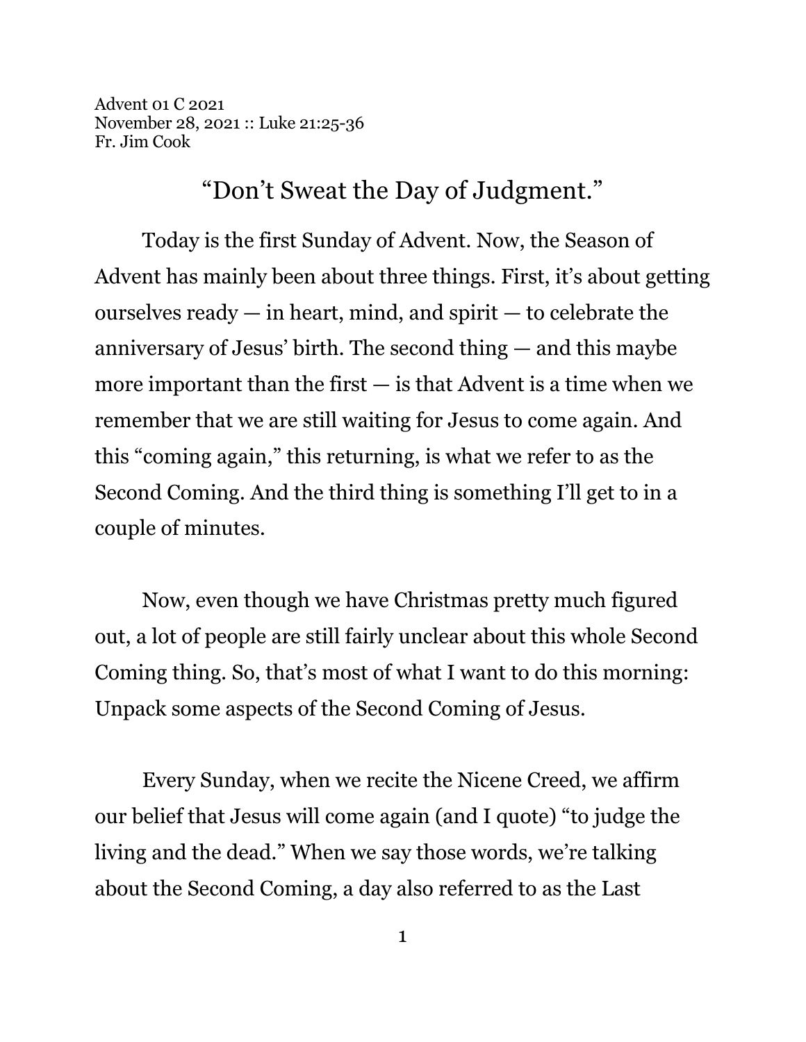Advent 01 C 2021
November 28, 2021 :: Luke 21:25-36
Fr. Jim Cook

# "Don't Sweat the Day of Judgment."

Today is the first Sunday of Advent. Now, the Season of Advent has mainly been about three things. First, it's about getting ourselves ready — in heart, mind, and spirit — to celebrate the anniversary of Jesus' birth. The second thing — and this maybe more important than the first — is that Advent is a time when we remember that we are still waiting for Jesus to come again. And this "coming again," this returning, is what we refer to as the Second Coming. And the third thing is something I'll get to in a couple of minutes.

Now, even though we have Christmas pretty much figured out, a lot of people are still fairly unclear about this whole Second Coming thing. So, that's most of what I want to do this morning: Unpack some aspects of the Second Coming of Jesus.

Every Sunday, when we recite the Nicene Creed, we affirm our belief that Jesus will come again (and I quote) "to judge the living and the dead." When we say those words, we're talking about the Second Coming, a day also referred to as the Last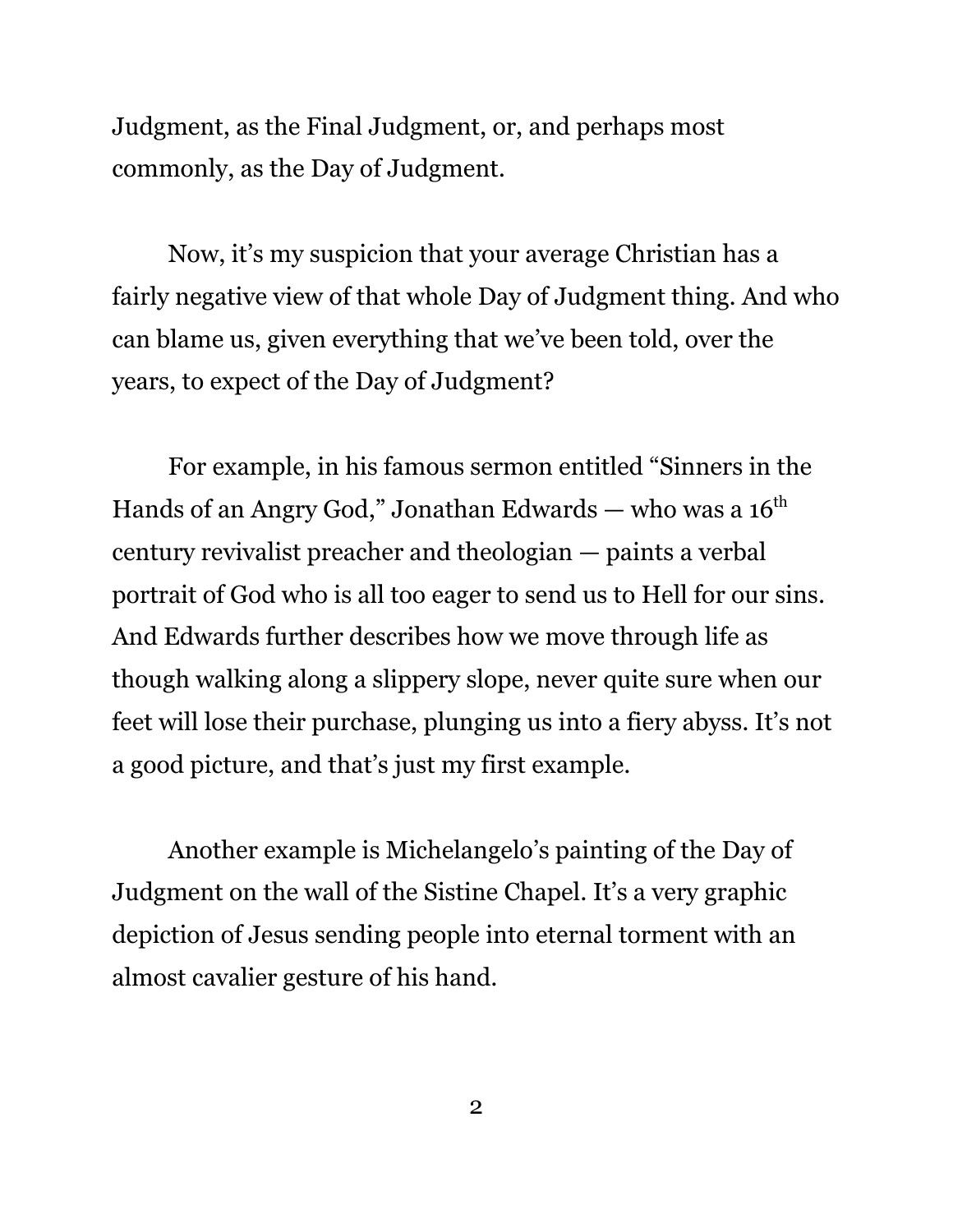Judgment, as the Final Judgment, or, and perhaps most commonly, as the Day of Judgment.

Now, it's my suspicion that your average Christian has a fairly negative view of that whole Day of Judgment thing. And who can blame us, given everything that we've been told, over the years, to expect of the Day of Judgment?

For example, in his famous sermon entitled "Sinners in the Hands of an Angry God," Jonathan Edwards — who was a 16th century revivalist preacher and theologian — paints a verbal portrait of God who is all too eager to send us to Hell for our sins. And Edwards further describes how we move through life as though walking along a slippery slope, never quite sure when our feet will lose their purchase, plunging us into a fiery abyss. It's not a good picture, and that's just my first example.

Another example is Michelangelo's painting of the Day of Judgment on the wall of the Sistine Chapel. It's a very graphic depiction of Jesus sending people into eternal torment with an almost cavalier gesture of his hand.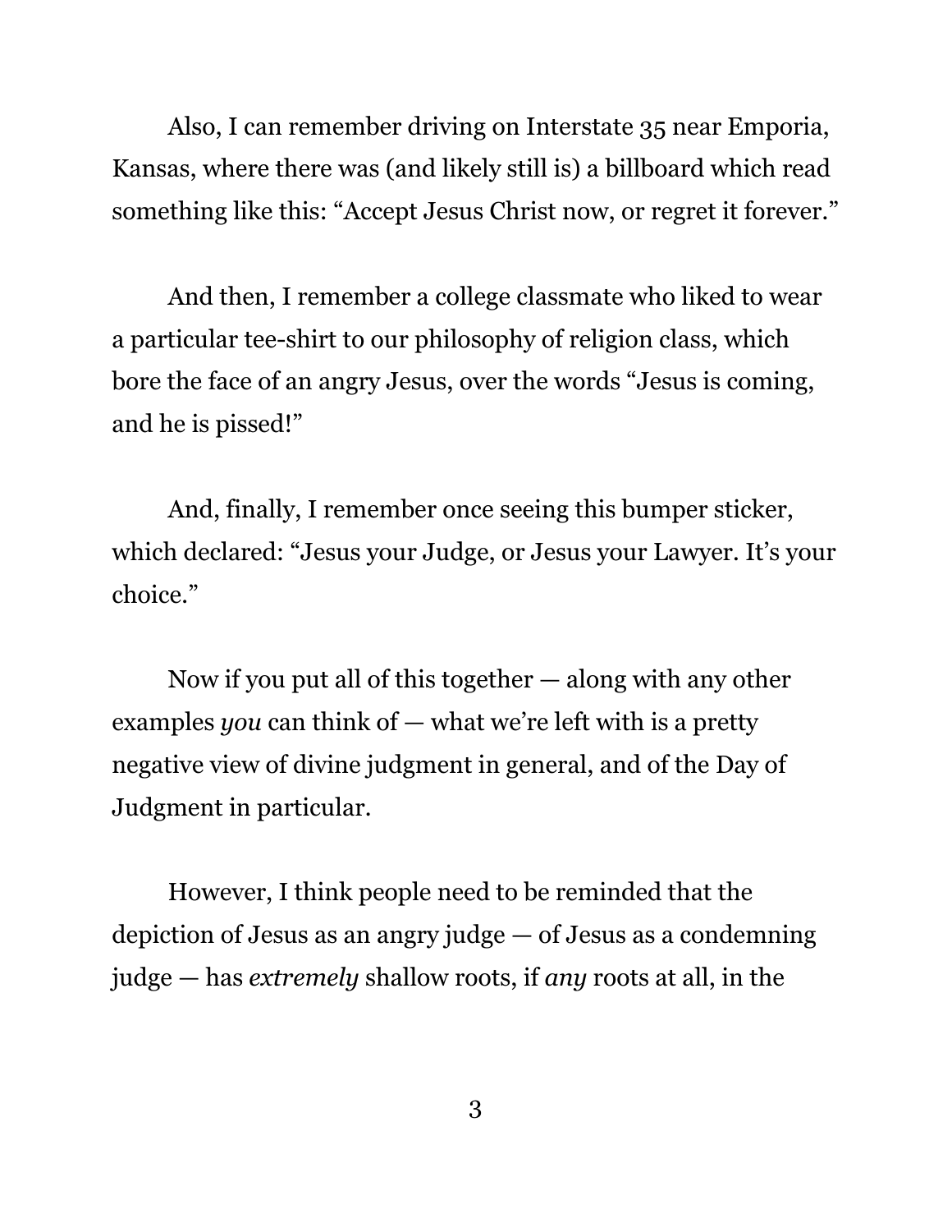Also, I can remember driving on Interstate 35 near Emporia, Kansas, where there was (and likely still is) a billboard which read something like this: "Accept Jesus Christ now, or regret it forever."

And then, I remember a college classmate who liked to wear a particular tee-shirt to our philosophy of religion class, which bore the face of an angry Jesus, over the words "Jesus is coming, and he is pissed!"

And, finally, I remember once seeing this bumper sticker, which declared: "Jesus your Judge, or Jesus your Lawyer. It's your choice."

Now if you put all of this together — along with any other examples *you* can think of — what we're left with is a pretty negative view of divine judgment in general, and of the Day of Judgment in particular.

However, I think people need to be reminded that the depiction of Jesus as an angry judge — of Jesus as a condemning judge — has *extremely* shallow roots, if *any* roots at all, in the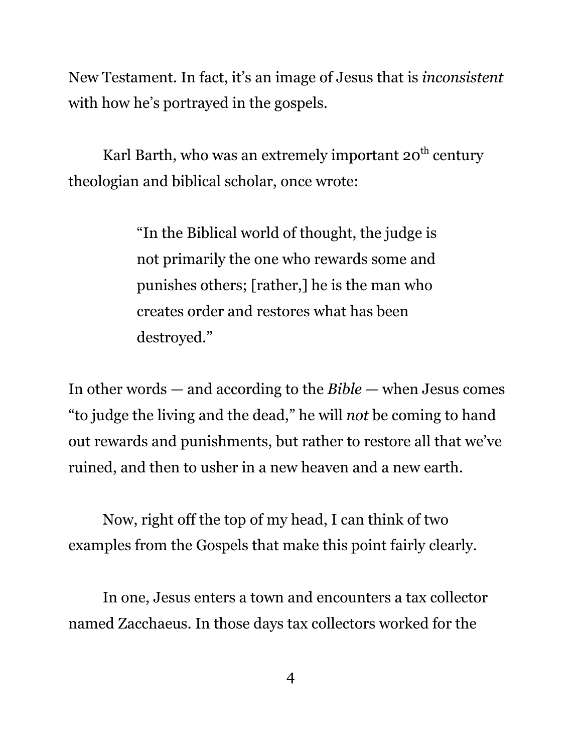New Testament. In fact, it's an image of Jesus that is *inconsistent* with how he's portrayed in the gospels.

Karl Barth, who was an extremely important 20th century theologian and biblical scholar, once wrote:

> "In the Biblical world of thought, the judge is not primarily the one who rewards some and punishes others; [rather,] he is the man who creates order and restores what has been destroyed."

In other words — and according to the *Bible* — when Jesus comes "to judge the living and the dead," he will *not* be coming to hand out rewards and punishments, but rather to restore all that we've ruined, and then to usher in a new heaven and a new earth.

Now, right off the top of my head, I can think of two examples from the Gospels that make this point fairly clearly.

In one, Jesus enters a town and encounters a tax collector named Zacchaeus. In those days tax collectors worked for the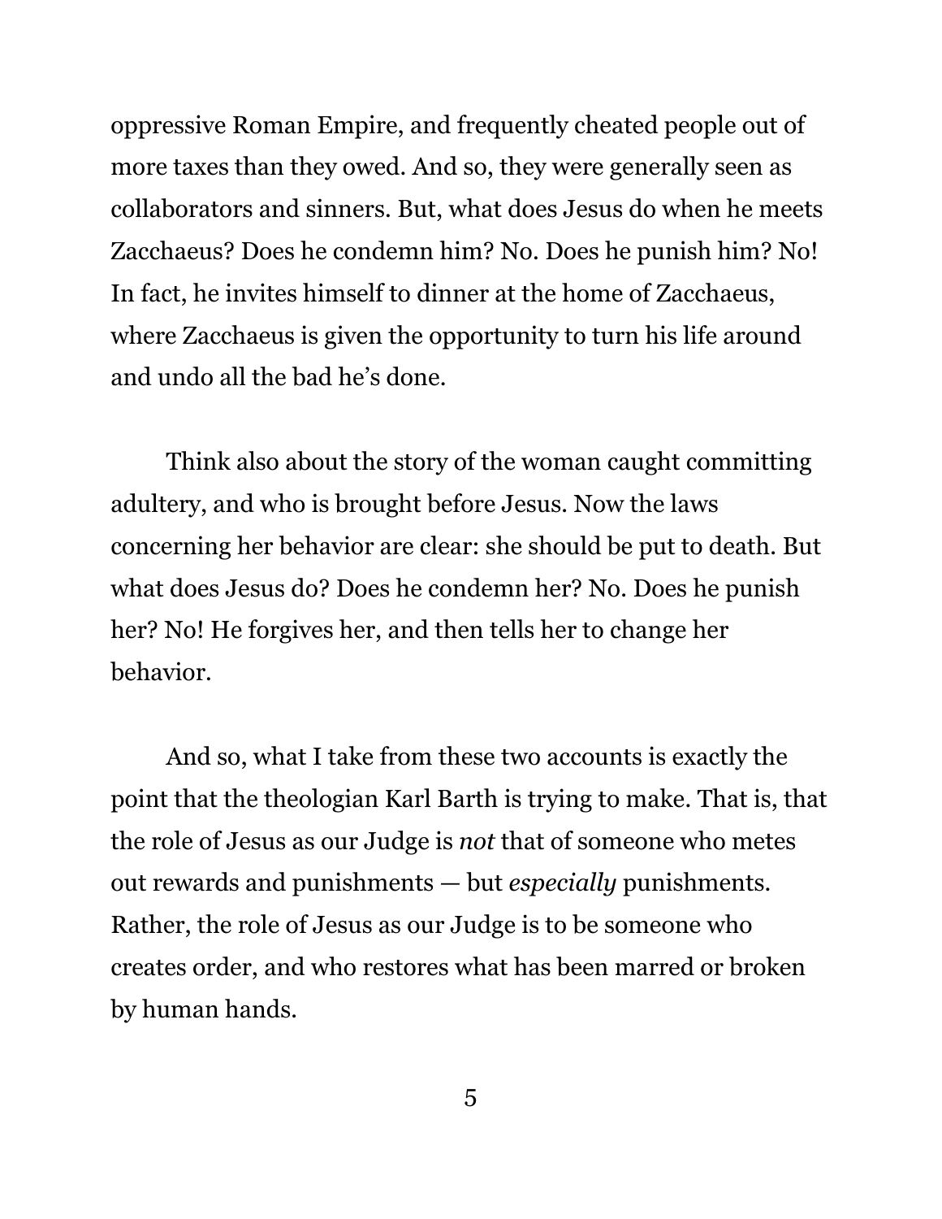oppressive Roman Empire, and frequently cheated people out of more taxes than they owed. And so, they were generally seen as collaborators and sinners. But, what does Jesus do when he meets Zacchaeus? Does he condemn him? No. Does he punish him? No! In fact, he invites himself to dinner at the home of Zacchaeus, where Zacchaeus is given the opportunity to turn his life around and undo all the bad he's done.

Think also about the story of the woman caught committing adultery, and who is brought before Jesus. Now the laws concerning her behavior are clear: she should be put to death. But what does Jesus do? Does he condemn her? No. Does he punish her? No! He forgives her, and then tells her to change her behavior.

And so, what I take from these two accounts is exactly the point that the theologian Karl Barth is trying to make. That is, that the role of Jesus as our Judge is *not* that of someone who metes out rewards and punishments — but *especially* punishments. Rather, the role of Jesus as our Judge is to be someone who creates order, and who restores what has been marred or broken by human hands.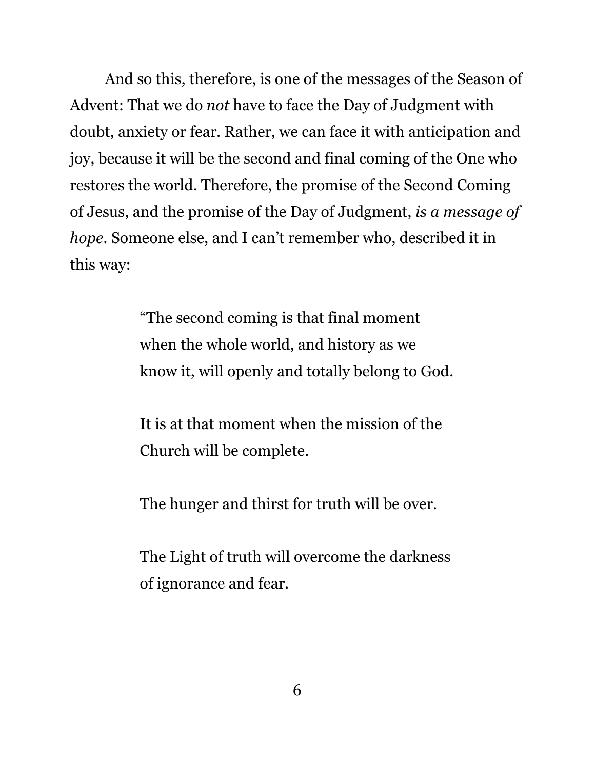And so this, therefore, is one of the messages of the Season of Advent: That we do *not* have to face the Day of Judgment with doubt, anxiety or fear. Rather, we can face it with anticipation and joy, because it will be the second and final coming of the One who restores the world. Therefore, the promise of the Second Coming of Jesus, and the promise of the Day of Judgment, *is a message of hope*. Someone else, and I can't remember who, described it in this way:

> "The second coming is that final moment when the whole world, and history as we know it, will openly and totally belong to God.
>
> It is at that moment when the mission of the Church will be complete.
>
> The hunger and thirst for truth will be over.
>
> The Light of truth will overcome the darkness of ignorance and fear.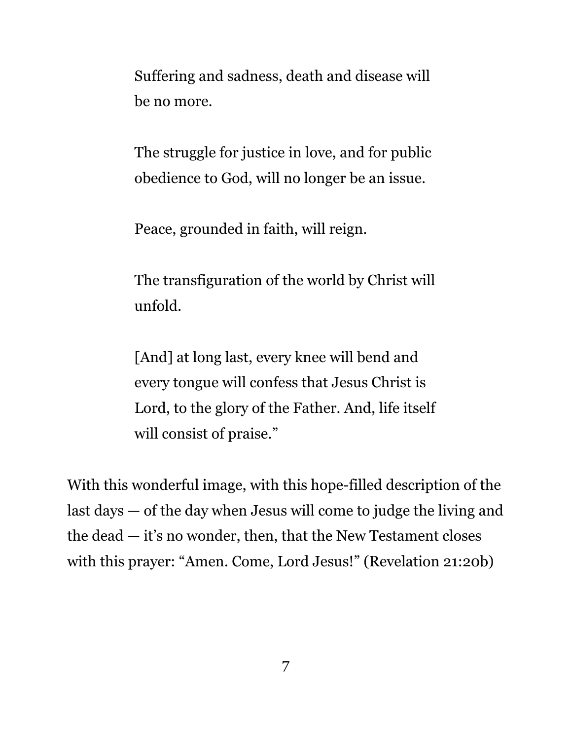> Suffering and sadness, death and disease will be no more.
>
> The struggle for justice in love, and for public obedience to God, will no longer be an issue.
>
> Peace, grounded in faith, will reign.
>
> The transfiguration of the world by Christ will unfold.
>
> [And] at long last, every knee will bend and every tongue will confess that Jesus Christ is Lord, to the glory of the Father. And, life itself will consist of praise."

With this wonderful image, with this hope-filled description of the last days — of the day when Jesus will come to judge the living and the dead — it's no wonder, then, that the New Testament closes with this prayer: "Amen. Come, Lord Jesus!" (Revelation 21:20b)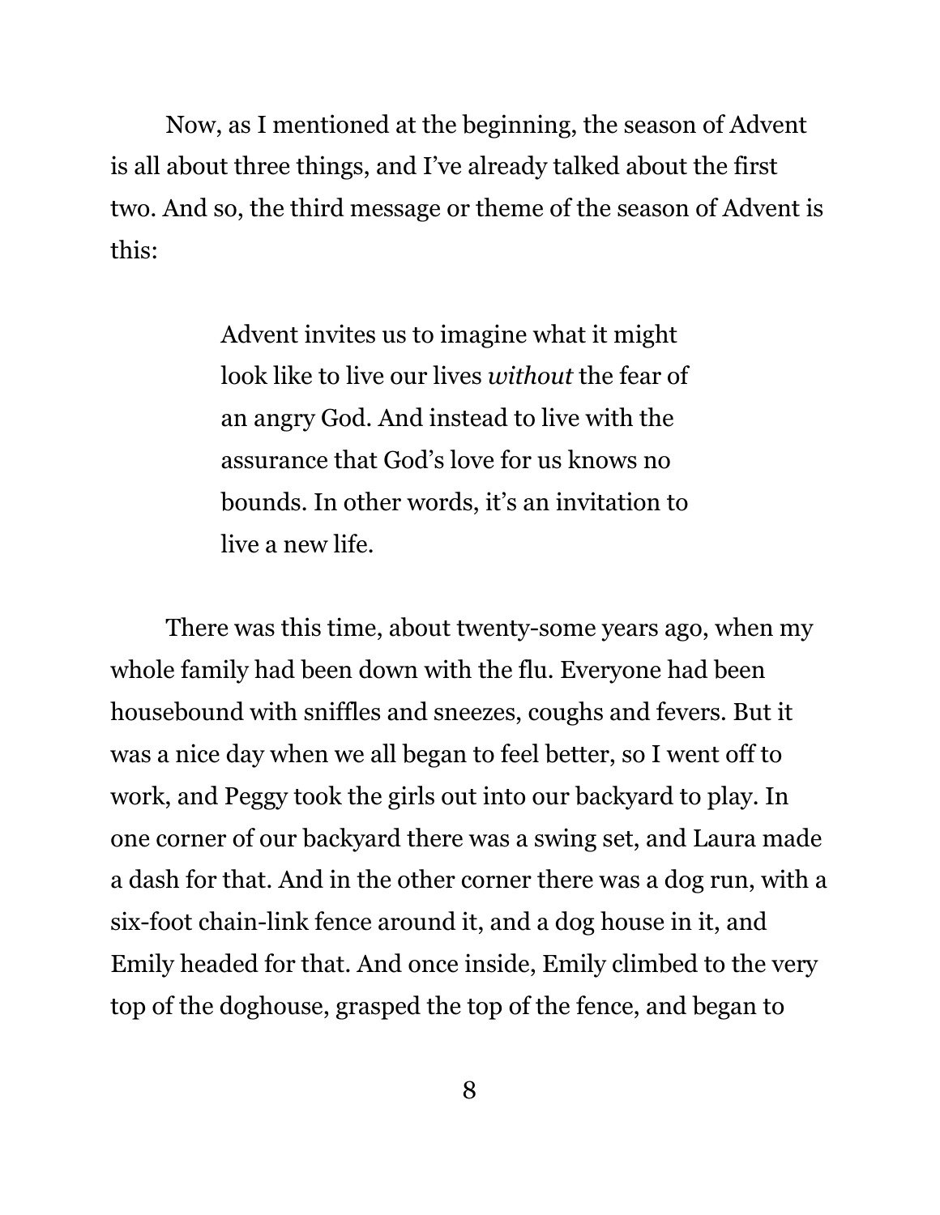Now, as I mentioned at the beginning, the season of Advent is all about three things, and I've already talked about the first two. And so, the third message or theme of the season of Advent is this:

> Advent invites us to imagine what it might look like to live our lives *without* the fear of an angry God. And instead to live with the assurance that God's love for us knows no bounds. In other words, it's an invitation to live a new life.

There was this time, about twenty-some years ago, when my whole family had been down with the flu. Everyone had been housebound with sniffles and sneezes, coughs and fevers. But it was a nice day when we all began to feel better, so I went off to work, and Peggy took the girls out into our backyard to play. In one corner of our backyard there was a swing set, and Laura made a dash for that. And in the other corner there was a dog run, with a six-foot chain-link fence around it, and a dog house in it, and Emily headed for that. And once inside, Emily climbed to the very top of the doghouse, grasped the top of the fence, and began to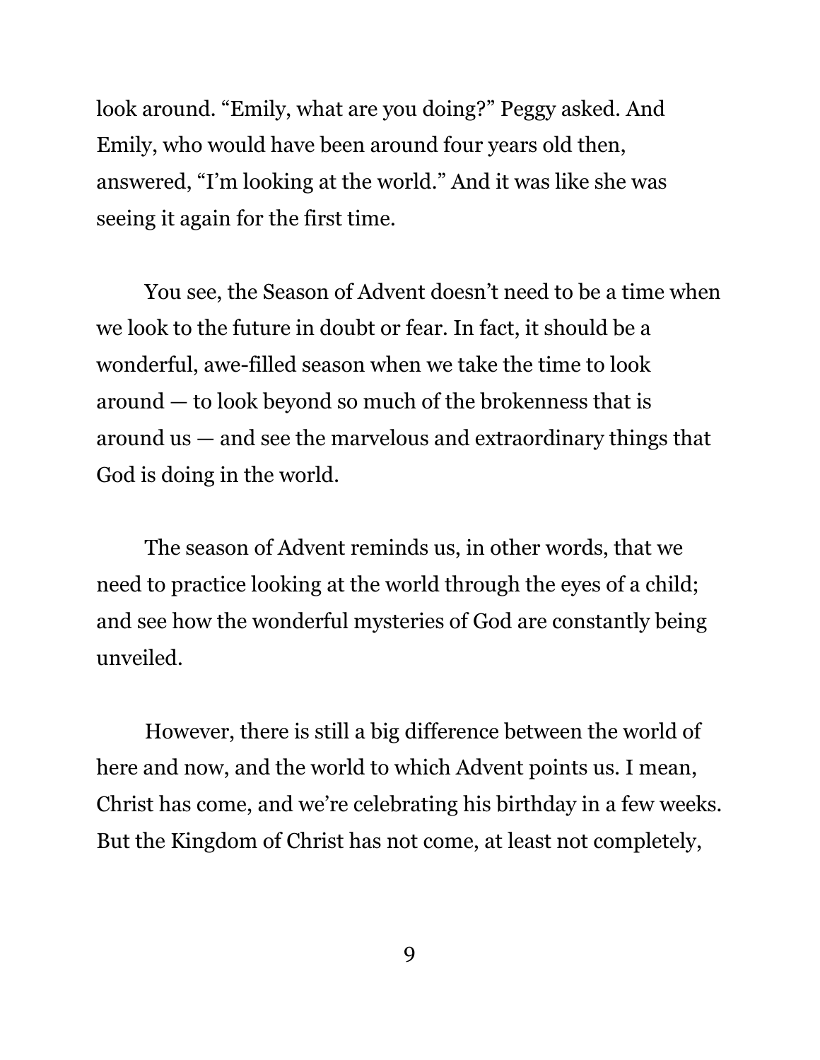look around. “Emily, what are you doing?” Peggy asked. And Emily, who would have been around four years old then, answered, “I’m looking at the world.” And it was like she was seeing it again for the first time.

You see, the Season of Advent doesn’t need to be a time when we look to the future in doubt or fear. In fact, it should be a wonderful, awe-filled season when we take the time to look around — to look beyond so much of the brokenness that is around us — and see the marvelous and extraordinary things that God is doing in the world.

The season of Advent reminds us, in other words, that we need to practice looking at the world through the eyes of a child; and see how the wonderful mysteries of God are constantly being unveiled.

However, there is still a big difference between the world of here and now, and the world to which Advent points us. I mean, Christ has come, and we’re celebrating his birthday in a few weeks. But the Kingdom of Christ has not come, at least not completely,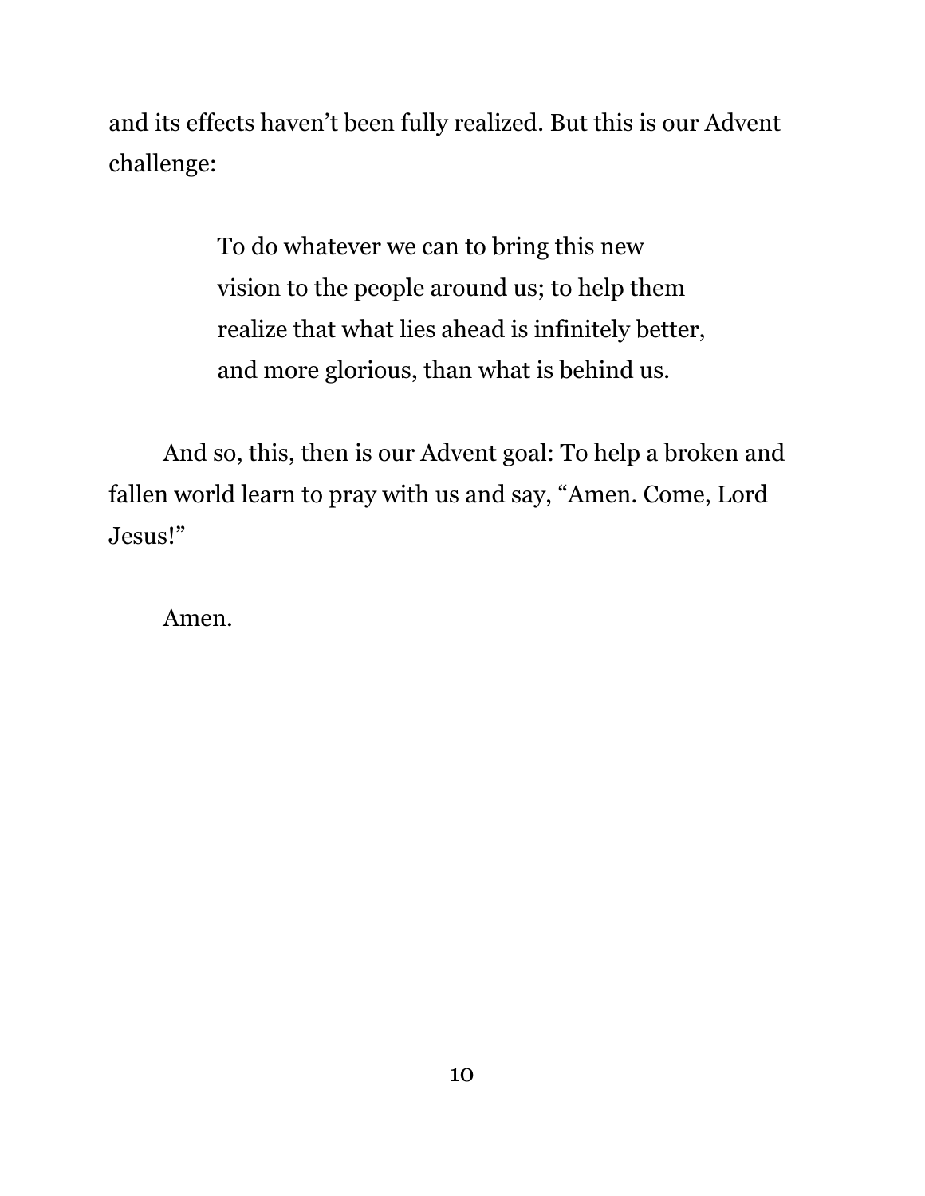and its effects haven't been fully realized. But this is our Advent challenge:

> To do whatever we can to bring this new vision to the people around us; to help them realize that what lies ahead is infinitely better, and more glorious, than what is behind us.

And so, this, then is our Advent goal: To help a broken and fallen world learn to pray with us and say, "Amen. Come, Lord Jesus!"

Amen.